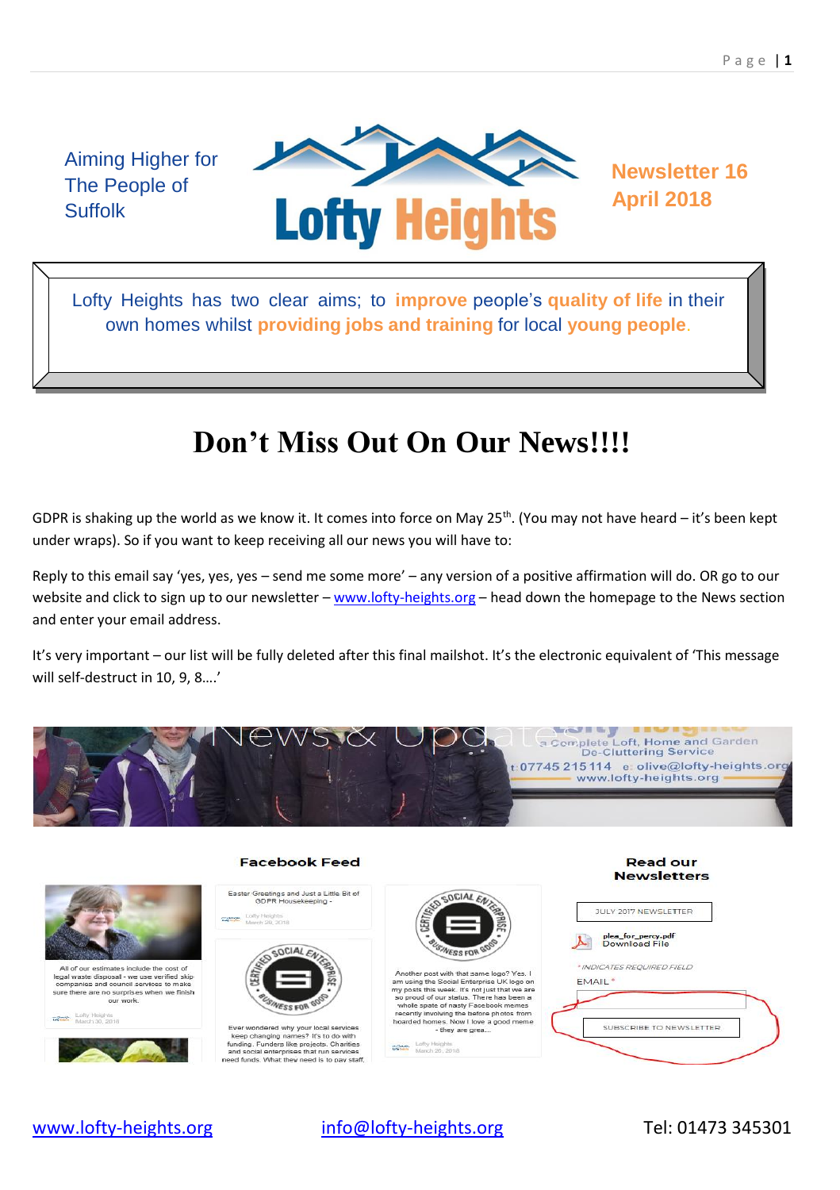Aiming Higher for The People of Suffolk

# Lofty Heights

**Newsletter 16**
**April 2018**

Lofty Heights has two clear aims; to **improve** people's **quality of life** in their own homes whilst **providing jobs and training** for local **young people**.

# Don't Miss Out On Our News!!!!

GDPR is shaking up the world as we know it. It comes into force on May 25th. (You may not have heard – it's been kept under wraps). So if you want to keep receiving all our news you will have to:

Reply to this email say 'yes, yes, yes – send me some more' – any version of a positive affirmation will do. OR go to our website and click to sign up to our newsletter – www.lofty-heights.org – head down the homepage to the News section and enter your email address.

It's very important – our list will be fully deleted after this final mailshot. It's the electronic equivalent of 'This message will self-destruct in 10, 9, 8….'

News & Updates

a Complete Loft, Home and Garden De-Cluttering Service
t: 07745 215114 e: olive@lofty-heights.org
www.lofty-heights.org

**Facebook Feed**

All of our estimates include the cost of legal waste disposal - we use verified skip companies and council services to make sure there are no surprises when we finish our work.
Lofty Heights
March 30, 2018

Easter Greetings and Just a Little Bit of GDPR Housekeeping -
Lofty Heights
March 29, 2018

Ever wondered why your local services keep changing names? It's to do with funding. Funders like projects. Charities and social enterprises that run services need funds. What they need is to pay staff,

Another post with that same logo? Yes. I am using the Social Enterprise UK logo on my posts this week. It's not just that we are so proud of our status. There has been a whole spate of nasty Facebook memes recently involving the before photos from hoarded homes. Now I love a good meme - they are grea...
Lofty Heights
March 26, 2018

**Read our Newsletters**

JULY 2017 NEWSLETTER

plea_for_percy-pdf
Download File

* INDICATES REQUIRED FIELD

EMAIL *

SUBSCRIBE TO NEWSLETTER

www.lofty-heights.org info@lofty-heights.org Tel: 01473 345301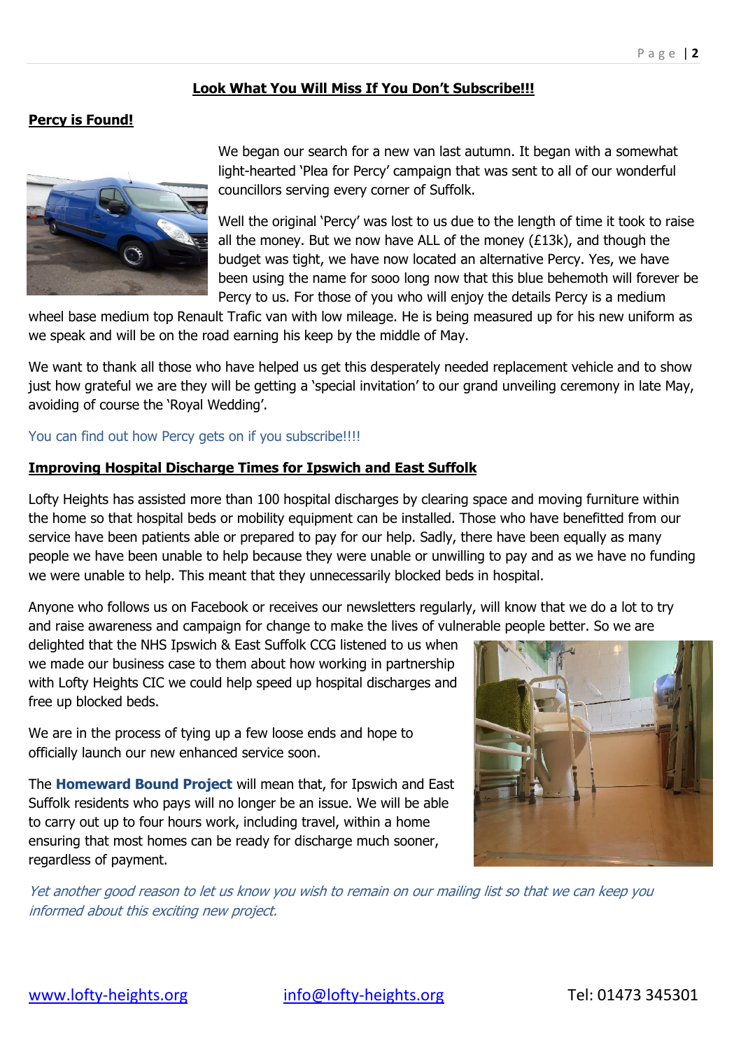## Look What You Will Miss If You Don't Subscribe!!!

### Percy is Found!

We began our search for a new van last autumn. It began with a somewhat light-hearted 'Plea for Percy' campaign that was sent to all of our wonderful councillors serving every corner of Suffolk.

Well the original 'Percy' was lost to us due to the length of time it took to raise all the money. But we now have ALL of the money (£13k), and though the budget was tight, we have now located an alternative Percy. Yes, we have been using the name for sooo long now that this blue behemoth will forever be Percy to us. For those of you who will enjoy the details Percy is a medium wheel base medium top Renault Trafic van with low mileage. He is being measured up for his new uniform as we speak and will be on the road earning his keep by the middle of May.

We want to thank all those who have helped us get this desperately needed replacement vehicle and to show just how grateful we are they will be getting a 'special invitation' to our grand unveiling ceremony in late May, avoiding of course the 'Royal Wedding'.

You can find out how Percy gets on if you subscribe!!!!

### Improving Hospital Discharge Times for Ipswich and East Suffolk

Lofty Heights has assisted more than 100 hospital discharges by clearing space and moving furniture within the home so that hospital beds or mobility equipment can be installed. Those who have benefitted from our service have been patients able or prepared to pay for our help. Sadly, there have been equally as many people we have been unable to help because they were unable or unwilling to pay and as we have no funding we were unable to help. This meant that they unnecessarily blocked beds in hospital.

Anyone who follows us on Facebook or receives our newsletters regularly, will know that we do a lot to try and raise awareness and campaign for change to make the lives of vulnerable people better. So we are delighted that the NHS Ipswich & East Suffolk CCG listened to us when we made our business case to them about how working in partnership with Lofty Heights CIC we could help speed up hospital discharges and free up blocked beds.

We are in the process of tying up a few loose ends and hope to officially launch our new enhanced service soon.

The **Homeward Bound Project** will mean that, for Ipswich and East Suffolk residents who pays will no longer be an issue. We will be able to carry out up to four hours work, including travel, within a home ensuring that most homes can be ready for discharge much sooner, regardless of payment.

*Yet another good reason to let us know you wish to remain on our mailing list so that we can keep you informed about this exciting new project.*

www.lofty-heights.org    info@lofty-heights.org    Tel: 01473 345301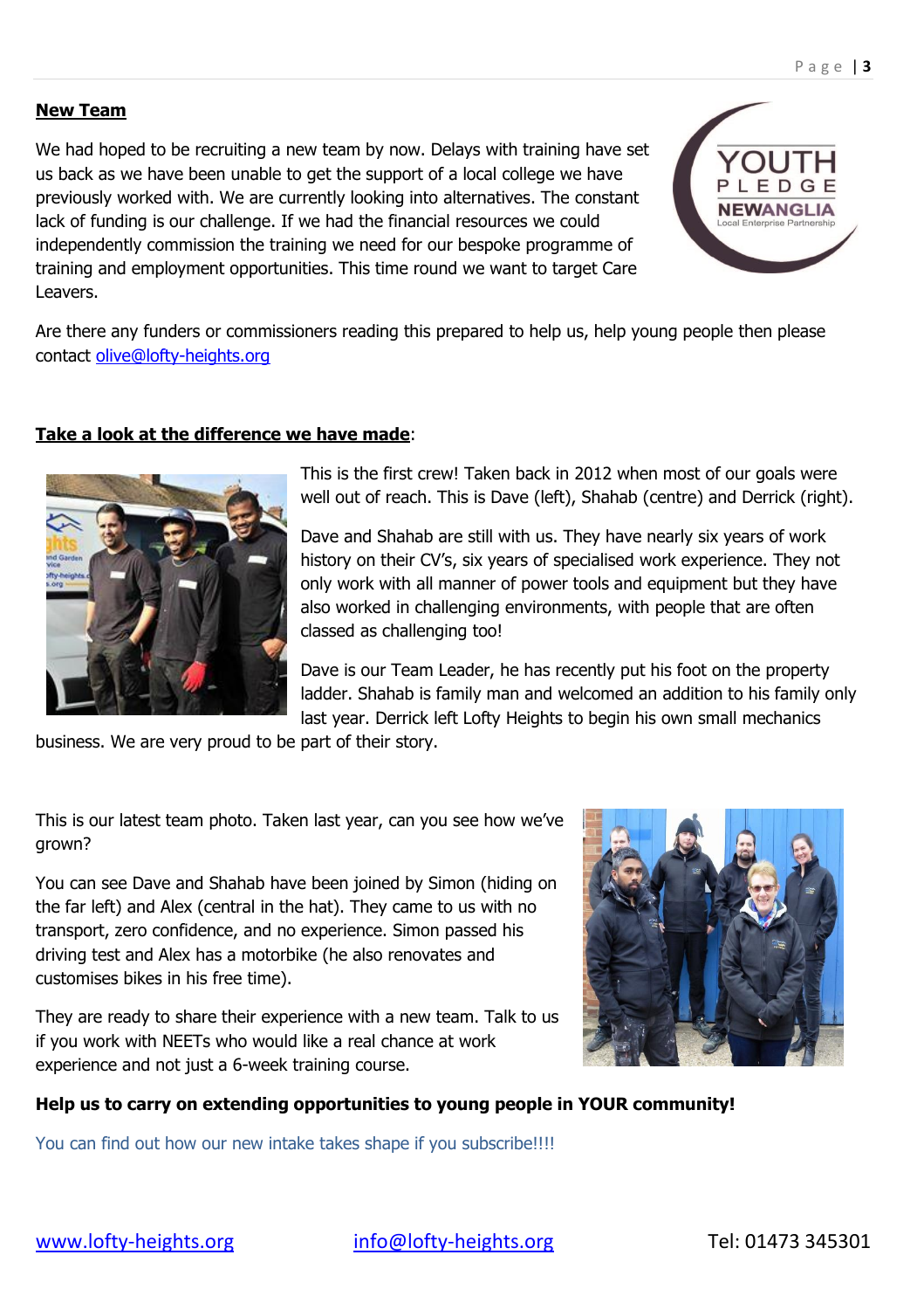**New Team**

We had hoped to be recruiting a new team by now. Delays with training have set us back as we have been unable to get the support of a local college we have previously worked with. We are currently looking into alternatives. The constant lack of funding is our challenge. If we had the financial resources we could independently commission the training we need for our bespoke programme of training and employment opportunities. This time round we want to target Care Leavers.

Are there any funders or commissioners reading this prepared to help us, help young people then please contact [olive@lofty-heights.org](mailto:olive@lofty-heights.org)

**Take a look at the difference we have made**:

This is the first crew! Taken back in 2012 when most of our goals were well out of reach. This is Dave (left), Shahab (centre) and Derrick (right).

Dave and Shahab are still with us. They have nearly six years of work history on their CV's, six years of specialised work experience. They not only work with all manner of power tools and equipment but they have also worked in challenging environments, with people that are often classed as challenging too!

Dave is our Team Leader, he has recently put his foot on the property ladder. Shahab is family man and welcomed an addition to his family only last year. Derrick left Lofty Heights to begin his own small mechanics business. We are very proud to be part of their story.

This is our latest team photo. Taken last year, can you see how we've grown?

You can see Dave and Shahab have been joined by Simon (hiding on the far left) and Alex (central in the hat). They came to us with no transport, zero confidence, and no experience. Simon passed his driving test and Alex has a motorbike (he also renovates and customises bikes in his free time).

They are ready to share their experience with a new team. Talk to us if you work with NEETs who would like a real chance at work experience and not just a 6-week training course.

**Help us to carry on extending opportunities to young people in YOUR community!**

You can find out how our new intake takes shape if you subscribe!!!!

[www.lofty-heights.org](http://www.lofty-heights.org) [info@lofty-heights.org](mailto:info@lofty-heights.org) Tel: 01473 345301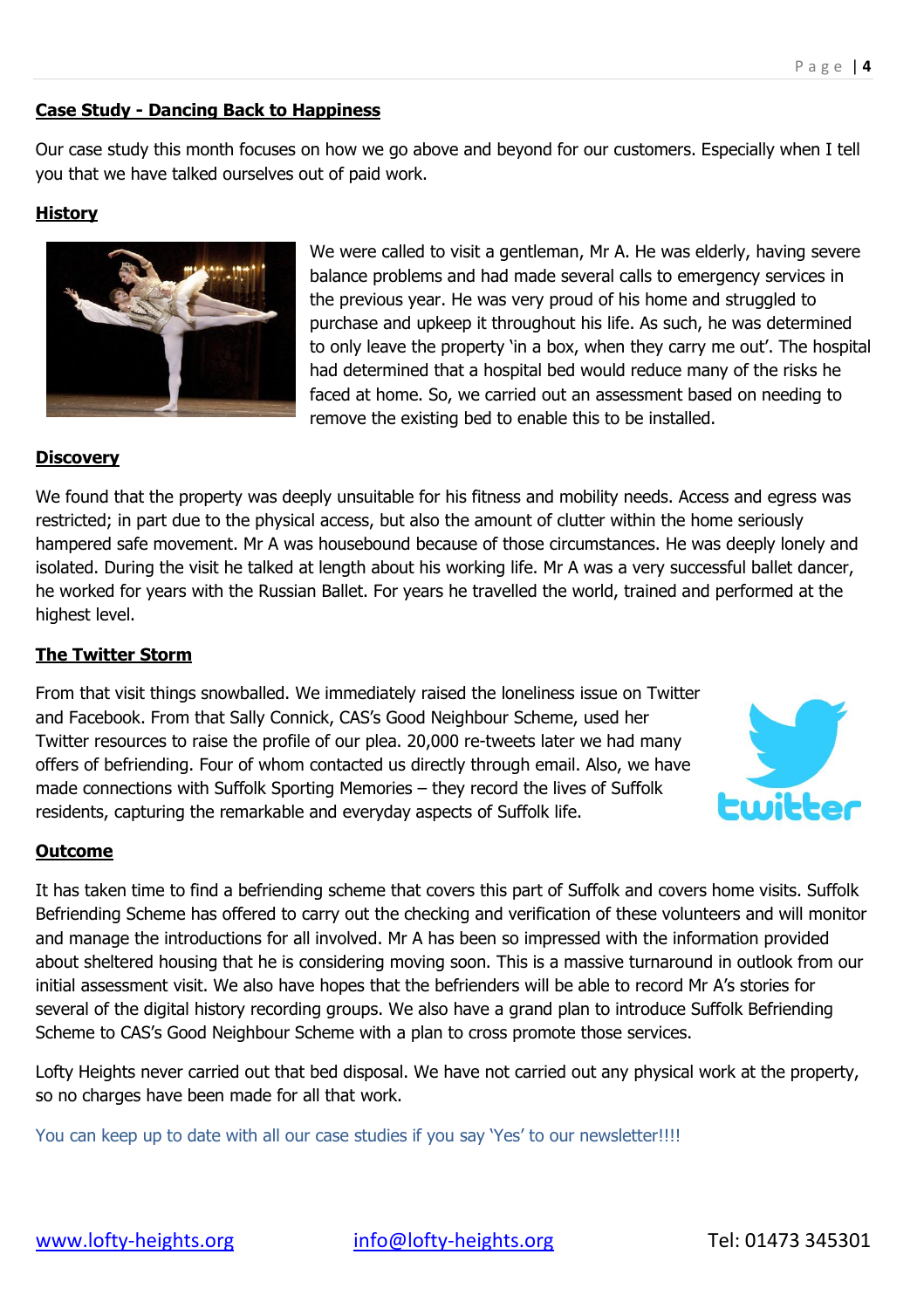## Case Study - Dancing Back to Happiness

Our case study this month focuses on how we go above and beyond for our customers. Especially when I tell you that we have talked ourselves out of paid work.

### History

We were called to visit a gentleman, Mr A. He was elderly, having severe balance problems and had made several calls to emergency services in the previous year. He was very proud of his home and struggled to purchase and upkeep it throughout his life. As such, he was determined to only leave the property 'in a box, when they carry me out'. The hospital had determined that a hospital bed would reduce many of the risks he faced at home. So, we carried out an assessment based on needing to remove the existing bed to enable this to be installed.

### Discovery

We found that the property was deeply unsuitable for his fitness and mobility needs. Access and egress was restricted; in part due to the physical access, but also the amount of clutter within the home seriously hampered safe movement. Mr A was housebound because of those circumstances. He was deeply lonely and isolated. During the visit he talked at length about his working life. Mr A was a very successful ballet dancer, he worked for years with the Russian Ballet. For years he travelled the world, trained and performed at the highest level.

### The Twitter Storm

From that visit things snowballed. We immediately raised the loneliness issue on Twitter and Facebook. From that Sally Connick, CAS's Good Neighbour Scheme, used her Twitter resources to raise the profile of our plea. 20,000 re-tweets later we had many offers of befriending. Four of whom contacted us directly through email. Also, we have made connections with Suffolk Sporting Memories – they record the lives of Suffolk residents, capturing the remarkable and everyday aspects of Suffolk life.

### Outcome

It has taken time to find a befriending scheme that covers this part of Suffolk and covers home visits. Suffolk Befriending Scheme has offered to carry out the checking and verification of these volunteers and will monitor and manage the introductions for all involved. Mr A has been so impressed with the information provided about sheltered housing that he is considering moving soon. This is a massive turnaround in outlook from our initial assessment visit. We also have hopes that the befrienders will be able to record Mr A's stories for several of the digital history recording groups. We also have a grand plan to introduce Suffolk Befriending Scheme to CAS's Good Neighbour Scheme with a plan to cross promote those services.

Lofty Heights never carried out that bed disposal. We have not carried out any physical work at the property, so no charges have been made for all that work.

You can keep up to date with all our case studies if you say 'Yes' to our newsletter!!!!

www.lofty-heights.org info@lofty-heights.org Tel: 01473 345301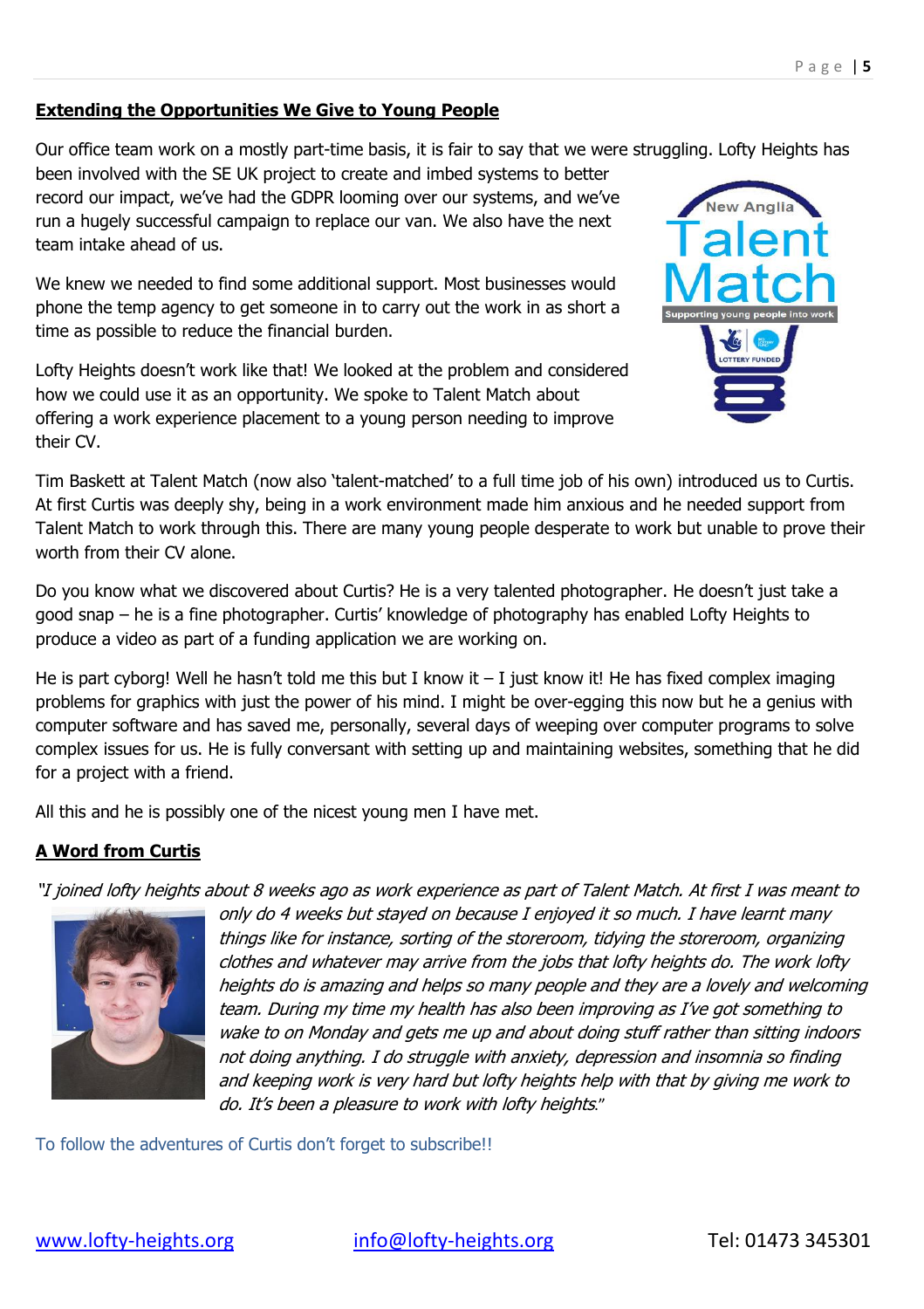## Extending the Opportunities We Give to Young People

Our office team work on a mostly part-time basis, it is fair to say that we were struggling. Lofty Heights has been involved with the SE UK project to create and imbed systems to better record our impact, we've had the GDPR looming over our systems, and we've run a hugely successful campaign to replace our van. We also have the next team intake ahead of us.

We knew we needed to find some additional support. Most businesses would phone the temp agency to get someone in to carry out the work in as short a time as possible to reduce the financial burden.

Lofty Heights doesn't work like that! We looked at the problem and considered how we could use it as an opportunity. We spoke to Talent Match about offering a work experience placement to a young person needing to improve their CV.

Tim Baskett at Talent Match (now also 'talent-matched' to a full time job of his own) introduced us to Curtis. At first Curtis was deeply shy, being in a work environment made him anxious and he needed support from Talent Match to work through this. There are many young people desperate to work but unable to prove their worth from their CV alone.

Do you know what we discovered about Curtis? He is a very talented photographer. He doesn't just take a good snap – he is a fine photographer. Curtis' knowledge of photography has enabled Lofty Heights to produce a video as part of a funding application we are working on.

He is part cyborg! Well he hasn't told me this but I know it – I just know it! He has fixed complex imaging problems for graphics with just the power of his mind. I might be over-egging this now but he a genius with computer software and has saved me, personally, several days of weeping over computer programs to solve complex issues for us. He is fully conversant with setting up and maintaining websites, something that he did for a project with a friend.

All this and he is possibly one of the nicest young men I have met.

## A Word from Curtis

*"I joined lofty heights about 8 weeks ago as work experience as part of Talent Match. At first I was meant to only do 4 weeks but stayed on because I enjoyed it so much. I have learnt many things like for instance, sorting of the storeroom, tidying the storeroom, organizing clothes and whatever may arrive from the jobs that lofty heights do. The work lofty heights do is amazing and helps so many people and they are a lovely and welcoming team. During my time my health has also been improving as I've got something to wake to on Monday and gets me up and about doing stuff rather than sitting indoors not doing anything. I do struggle with anxiety, depression and insomnia so finding and keeping work is very hard but lofty heights help with that by giving me work to do. It's been a pleasure to work with lofty heights."*

To follow the adventures of Curtis don't forget to subscribe!!

www.lofty-heights.org info@lofty-heights.org Tel: 01473 345301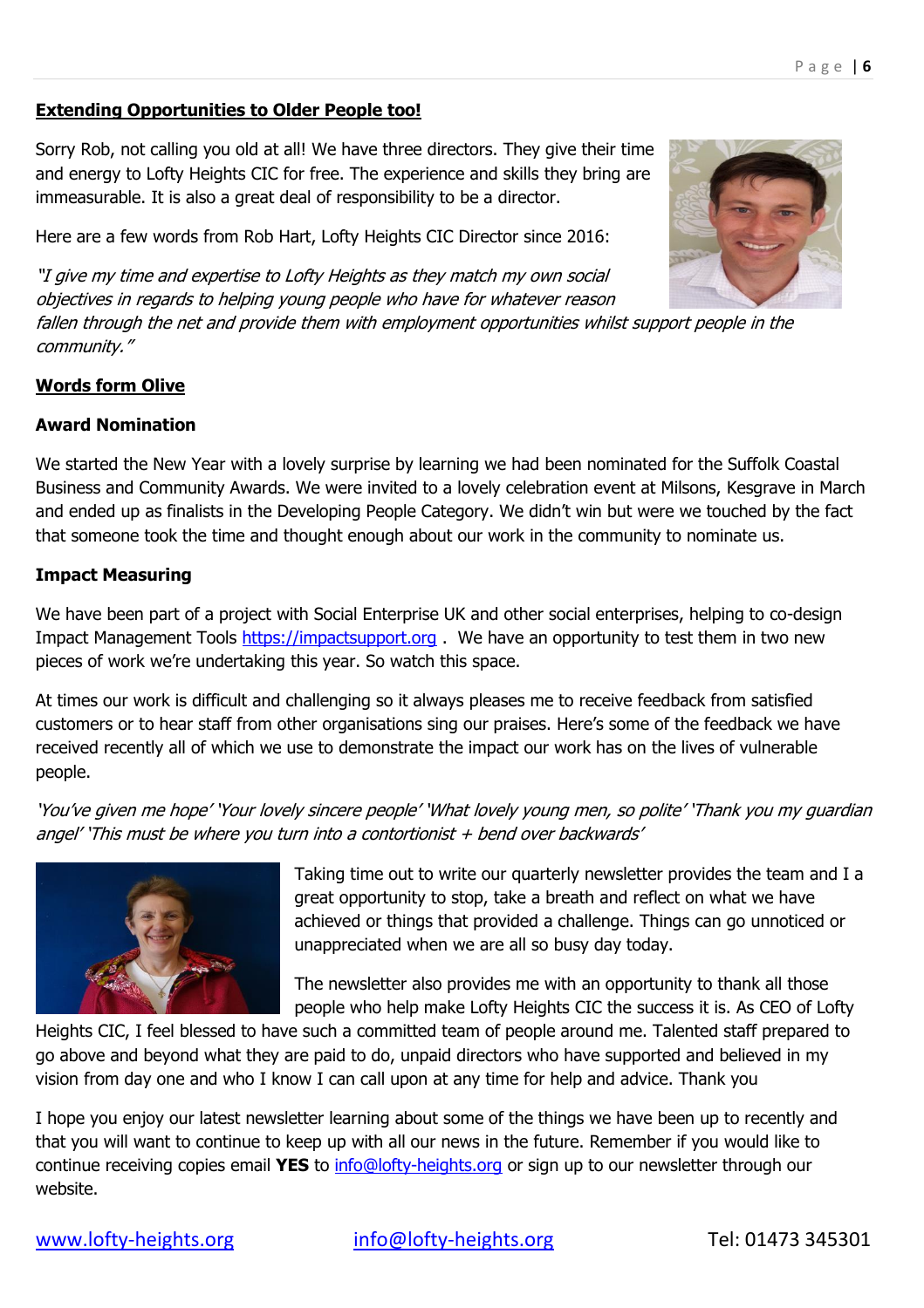**Extending Opportunities to Older People too!**

Sorry Rob, not calling you old at all! We have three directors. They give their time and energy to Lofty Heights CIC for free. The experience and skills they bring are immeasurable. It is also a great deal of responsibility to be a director.

Here are a few words from Rob Hart, Lofty Heights CIC Director since 2016:

*"I give my time and expertise to Lofty Heights as they match my own social objectives in regards to helping young people who have for whatever reason fallen through the net and provide them with employment opportunities whilst support people in the community."*

**Words form Olive**

**Award Nomination**

We started the New Year with a lovely surprise by learning we had been nominated for the Suffolk Coastal Business and Community Awards. We were invited to a lovely celebration event at Milsons, Kesgrave in March and ended up as finalists in the Developing People Category. We didn't win but were we touched by the fact that someone took the time and thought enough about our work in the community to nominate us.

**Impact Measuring**

We have been part of a project with Social Enterprise UK and other social enterprises, helping to co-design Impact Management Tools https://impactsupport.org . We have an opportunity to test them in two new pieces of work we're undertaking this year. So watch this space.

At times our work is difficult and challenging so it always pleases me to receive feedback from satisfied customers or to hear staff from other organisations sing our praises. Here's some of the feedback we have received recently all of which we use to demonstrate the impact our work has on the lives of vulnerable people.

*'You've given me hope' 'Your lovely sincere people' 'What lovely young men, so polite' 'Thank you my guardian angel' 'This must be where you turn into a contortionist + bend over backwards'*

Taking time out to write our quarterly newsletter provides the team and I a great opportunity to stop, take a breath and reflect on what we have achieved or things that provided a challenge. Things can go unnoticed or unappreciated when we are all so busy day today.

The newsletter also provides me with an opportunity to thank all those people who help make Lofty Heights CIC the success it is. As CEO of Lofty Heights CIC, I feel blessed to have such a committed team of people around me. Talented staff prepared to go above and beyond what they are paid to do, unpaid directors who have supported and believed in my vision from day one and who I know I can call upon at any time for help and advice. Thank you

I hope you enjoy our latest newsletter learning about some of the things we have been up to recently and that you will want to continue to keep up with all our news in the future. Remember if you would like to continue receiving copies email **YES** to info@lofty-heights.org or sign up to our newsletter through our website.

www.lofty-heights.org info@lofty-heights.org Tel: 01473 345301